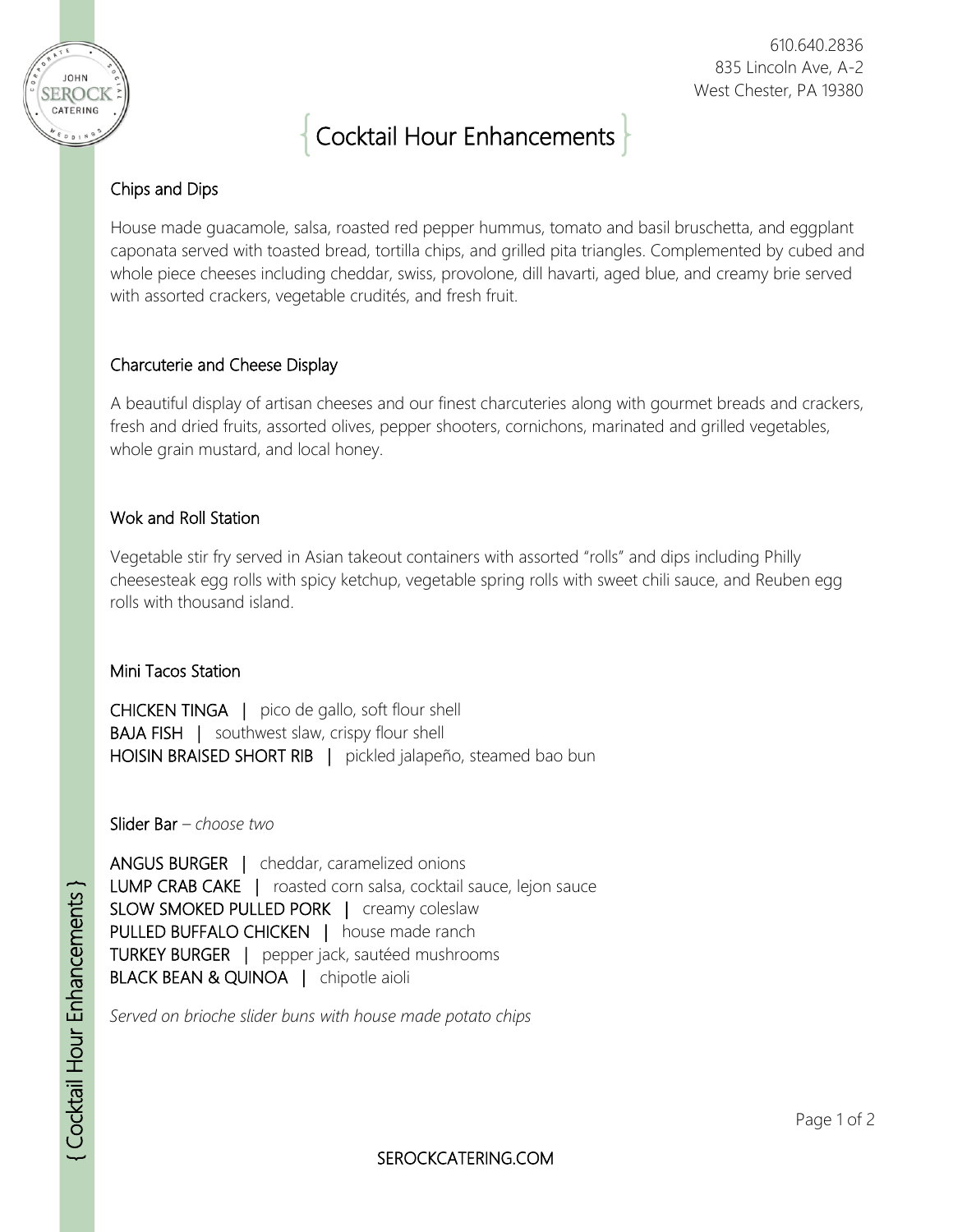610.640.2836
835 Lincoln Ave, A-2
West Chester, PA 19380

# Cocktail Hour Enhancements

## Chips and Dips

House made guacamole, salsa, roasted red pepper hummus, tomato and basil bruschetta, and eggplant caponata served with toasted bread, tortilla chips, and grilled pita triangles. Complemented by cubed and whole piece cheeses including cheddar, swiss, provolone, dill havarti, aged blue, and creamy brie served with assorted crackers, vegetable crudités, and fresh fruit.

## Charcuterie and Cheese Display

A beautiful display of artisan cheeses and our finest charcuteries along with gourmet breads and crackers, fresh and dried fruits, assorted olives, pepper shooters, cornichons, marinated and grilled vegetables, whole grain mustard, and local honey.

## Wok and Roll Station

Vegetable stir fry served in Asian takeout containers with assorted "rolls" and dips including Philly cheesesteak egg rolls with spicy ketchup, vegetable spring rolls with sweet chili sauce, and Reuben egg rolls with thousand island.

## Mini Tacos Station

CHICKEN TINGA | pico de gallo, soft flour shell
BAJA FISH | southwest slaw, crispy flour shell
HOISIN BRAISED SHORT RIB | pickled jalapeño, steamed bao bun

## Slider Bar – *choose two*

ANGUS BURGER | cheddar, caramelized onions
LUMP CRAB CAKE | roasted corn salsa, cocktail sauce, lejon sauce
SLOW SMOKED PULLED PORK | creamy coleslaw
PULLED BUFFALO CHICKEN | house made ranch
TURKEY BURGER | pepper jack, sautéed mushrooms
BLACK BEAN & QUINOA | chipotle aioli

*Served on brioche slider buns with house made potato chips*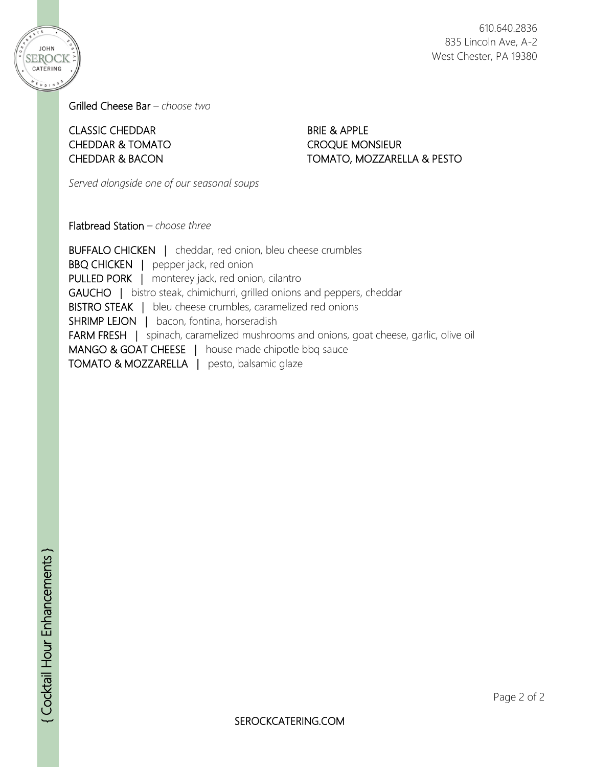Grilled Cheese Bar – *choose two*

CLASSIC CHEDDAR
CHEDDAR & TOMATO
CHEDDAR & BACON
BRIE & APPLE
CROQUE MONSIEUR
TOMATO, MOZZARELLA & PESTO

*Served alongside one of our seasonal soups*

Flatbread Station – *choose three*

BUFFALO CHICKEN | cheddar, red onion, bleu cheese crumbles
BBQ CHICKEN | pepper jack, red onion
PULLED PORK | monterey jack, red onion, cilantro
GAUCHO | bistro steak, chimichurri, grilled onions and peppers, cheddar
BISTRO STEAK | bleu cheese crumbles, caramelized red onions
SHRIMP LEJON | bacon, fontina, horseradish
FARM FRESH | spinach, caramelized mushrooms and onions, goat cheese, garlic, olive oil
MANGO & GOAT CHEESE | house made chipotle bbq sauce
TOMATO & MOZZARELLA | pesto, balsamic glaze